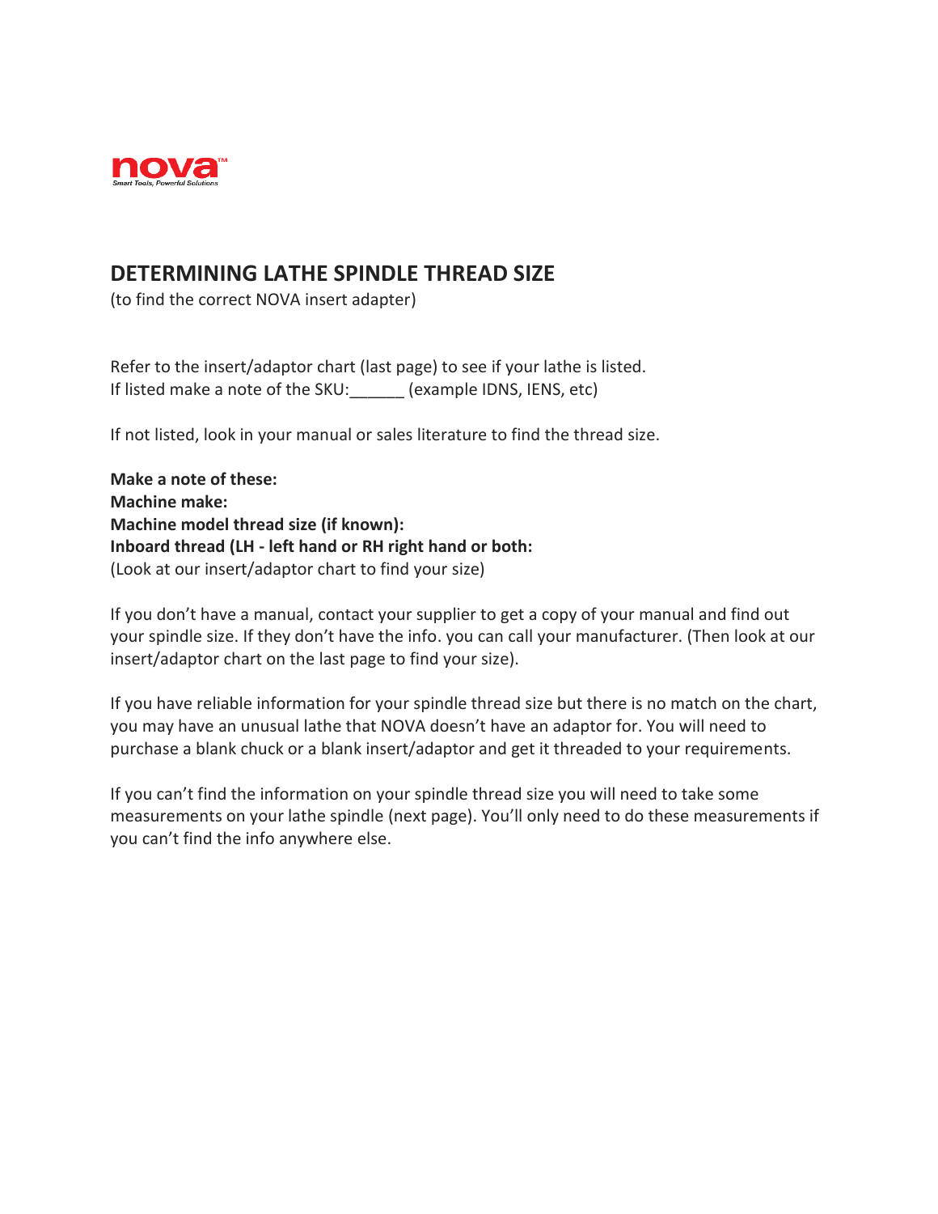nova™

Smart Tools, Powerful Solutions

## DETERMINING LATHE SPINDLE THREAD SIZE

(to find the correct NOVA insert adapter)

Refer to the insert/adaptor chart (last page) to see if your lathe is listed.
If listed make a note of the SKU:______ (example IDNS, IENS, etc)

If not listed, look in your manual or sales literature to find the thread size.

**Make a note of these:**
**Machine make:**
**Machine model thread size (if known):**
**Inboard thread (LH - left hand or RH right hand or both:**
(Look at our insert/adaptor chart to find your size)

If you don't have a manual, contact your supplier to get a copy of your manual and find out your spindle size. If they don't have the info. you can call your manufacturer. (Then look at our insert/adaptor chart on the last page to find your size).

If you have reliable information for your spindle thread size but there is no match on the chart, you may have an unusual lathe that NOVA doesn't have an adaptor for. You will need to purchase a blank chuck or a blank insert/adaptor and get it threaded to your requirements.

If you can't find the information on your spindle thread size you will need to take some measurements on your lathe spindle (next page). You'll only need to do these measurements if you can't find the info anywhere else.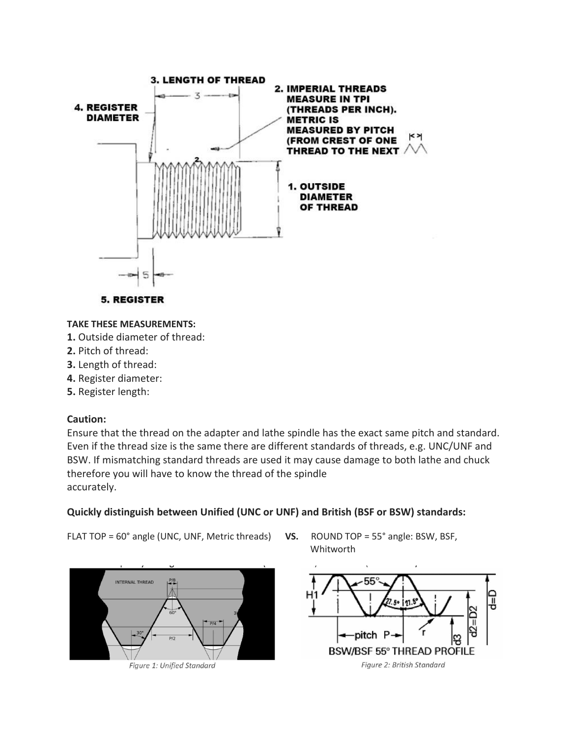**TAKE THESE MEASUREMENTS:**

**1.** Outside diameter of thread:

**2.** Pitch of thread:

**3.** Length of thread:

**4.** Register diameter:

**5.** Register length:

**Caution:**

Ensure that the thread on the adapter and lathe spindle has the exact same pitch and standard. Even if the thread size is the same there are different standards of threads, e.g. UNC/UNF and BSW. If mismatching standard threads are used it may cause damage to both lathe and chuck therefore you will have to know the thread of the spindle accurately.

**Quickly distinguish between Unified (UNC or UNF) and British (BSF or BSW) standards:**

FLAT TOP = 60° angle (UNC, UNF, Metric threads) **VS.** ROUND TOP = 55° angle: BSW, BSF, Whitworth

*Figure 1: Unified Standard*

*Figure 2: British Standard*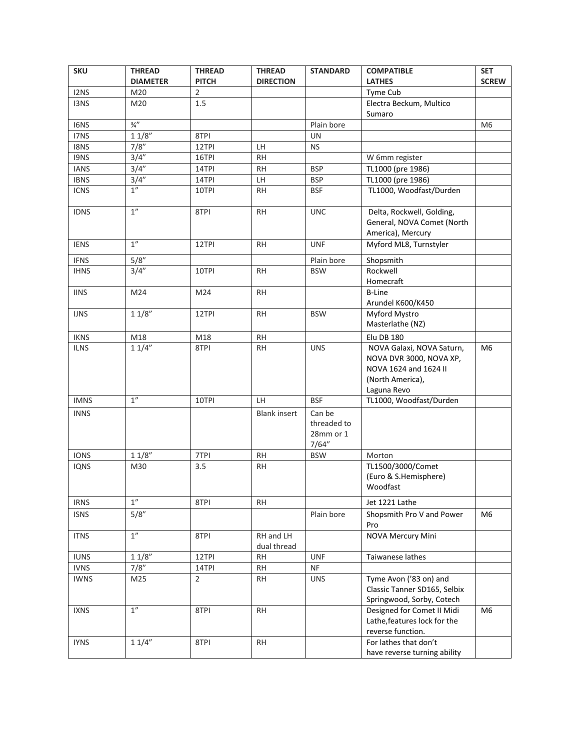| SKU | THREAD DIAMETER | THREAD PITCH | THREAD DIRECTION | STANDARD | COMPATIBLE LATHES | SET SCREW |
|---|---|---|---|---|---|---|
| I2NS | M20 | 2 | | | Tyme Cub | |
| I3NS | M20 | 1.5 | | | Electra Beckum, Multico Sumaro | |
| I6NS | ¾" | | | Plain bore | | M6 |
| I7NS | 1 1/8" | 8TPI | | UN | | |
| I8NS | 7/8" | 12TPI | LH | NS | | |
| I9NS | 3/4" | 16TPI | RH | | W 6mm register | |
| IANS | 3/4" | 14TPI | RH | BSP | TL1000 (pre 1986) | |
| IBNS | 3/4" | 14TPI | LH | BSP | TL1000 (pre 1986) | |
| ICNS | 1" | 10TPI | RH | BSF | TL1000, Woodfast/Durden | |
| IDNS | 1" | 8TPI | RH | UNC | Delta, Rockwell, Golding, General, NOVA Comet (North America), Mercury | |
| IENS | 1" | 12TPI | RH | UNF | Myford ML8, Turnstyler | |
| IFNS | 5/8" | | | Plain bore | Shopsmith | |
| IHNS | 3/4" | 10TPI | RH | BSW | Rockwell Homecraft | |
| IINS | M24 | M24 | RH | | B-Line Arundel K600/K450 | |
| IJNS | 1 1/8" | 12TPI | RH | BSW | Myford Mystro Masterlathe (NZ) | |
| IKNS | M18 | M18 | RH | | Elu DB 180 | |
| ILNS | 1 1/4" | 8TPI | RH | UNS | NOVA Galaxi, NOVA Saturn, NOVA DVR 3000, NOVA XP, NOVA 1624 and 1624 II (North America), Laguna Revo | M6 |
| IMNS | 1" | 10TPI | LH | BSF | TL1000, Woodfast/Durden | |
| INNS | | | Blank insert | Can be threaded to 28mm or 1 7/64" | | |
| IONS | 1 1/8" | 7TPI | RH | BSW | Morton | |
| IQNS | M30 | 3.5 | RH | | TL1500/3000/Comet (Euro & S.Hemisphere) Woodfast | |
| IRNS | 1" | 8TPI | RH | | Jet 1221 Lathe | |
| ISNS | 5/8" | | | Plain bore | Shopsmith Pro V and Power Pro | M6 |
| ITNS | 1" | 8TPI | RH and LH dual thread | | NOVA Mercury Mini | |
| IUNS | 1 1/8" | 12TPI | RH | UNF | Taiwanese lathes | |
| IVNS | 7/8" | 14TPI | RH | NF | | |
| IWNS | M25 | 2 | RH | UNS | Tyme Avon ('83 on) and Classic Tanner SD165, Selbix Springwood, Sorby, Cotech | |
| IXNS | 1" | 8TPI | RH | | Designed for Comet II Midi Lathe,features lock for the reverse function. | M6 |
| IYNS | 1 1/4" | 8TPI | RH | | For lathes that don't have reverse turning ability | |